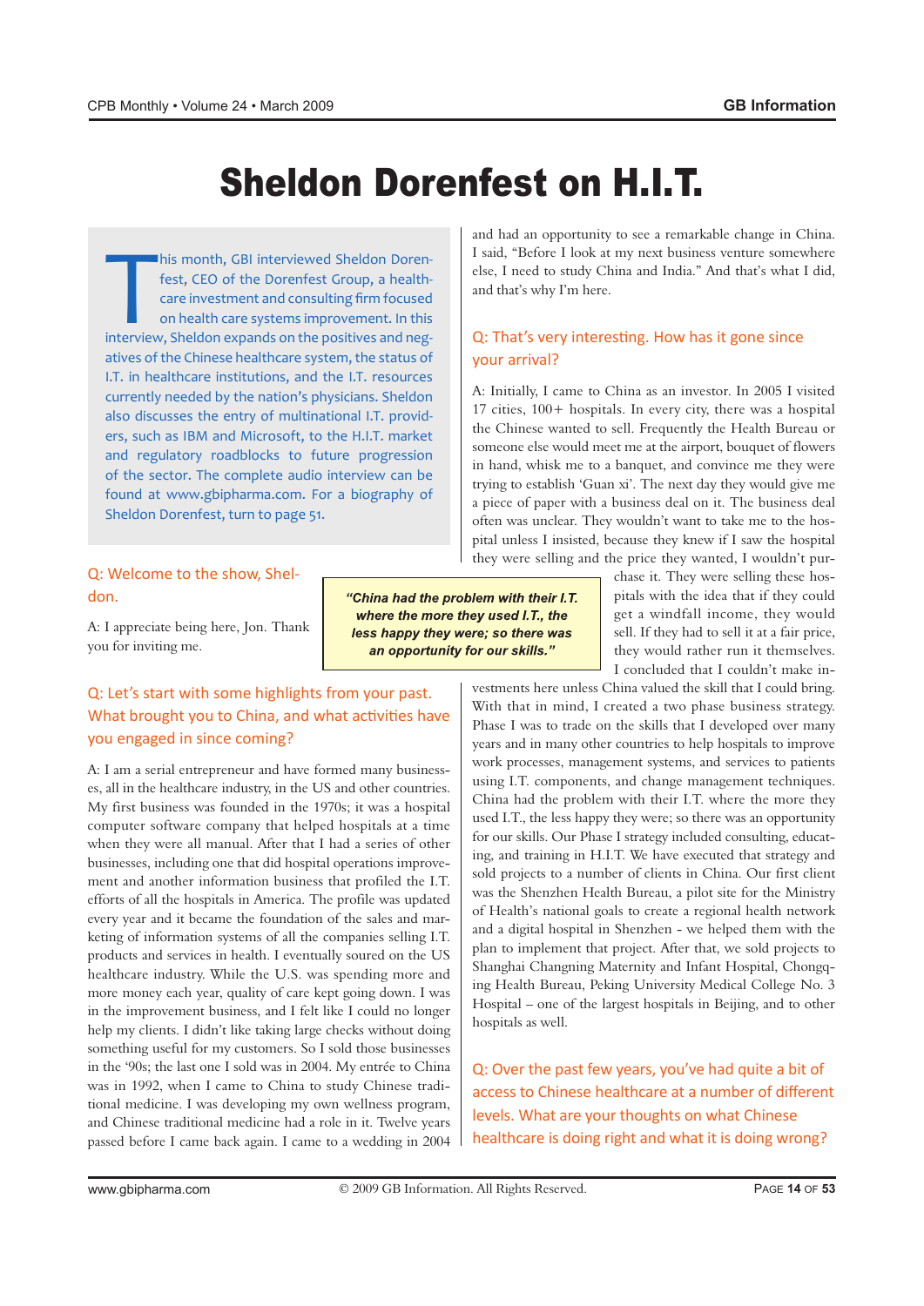# Sheldon Dorenfest on H.I.T.

This month, GBI interviewed Sheldon Dorenfest, CEO of the Dorenfest Group, a healthcare investment and consulting firm focused on health care systems improvement. In this interview, Sheldon expands on the positives and negatives of the Chinese healthcare system, the status of I.T. in healthcare institutions, and the I.T. resources currently needed by the nation's physicians. Sheldon also discusses the entry of multinational I.T. providers, such as IBM and Microsoft, to the H.I.T. market and regulatory roadblocks to future progression of the sector. The complete audio interview can be found at www.gbipharma.com. For a biography of Sheldon Dorenfest, turn to page 51.

**Q: Welcome to the show, Sheldon.**

A: I appreciate being here, Jon. Thank you for inviting me.

**Q: Let's start with some highlights from your past. What brought you to China, and what activities have you engaged in since coming?**

A: I am a serial entrepreneur and have formed many businesses, all in the healthcare industry, in the US and other countries. My first business was founded in the 1970s; it was a hospital computer software company that helped hospitals at a time when they were all manual. After that I had a series of other businesses, including one that did hospital operations improvement and another information business that profiled the I.T. efforts of all the hospitals in America. The profile was updated every year and it became the foundation of the sales and marketing of information systems of all the companies selling I.T. products and services in health. I eventually sourced on the US healthcare industry. While the U.S. was spending more and more money each year, quality of care kept going down. I was in the improvement business, and I felt like I could no longer help my clients. I didn't like taking large checks without doing something useful for my customers. So I sold those businesses in the '90s; the last one I sold was in 2004. My entrée to China was in 1992, when I came to China to study Chinese traditional medicine. I was developing my own wellness program, and Chinese traditional medicine had a role in it. Twelve years passed before I came back again. I came to a wedding in 2004 and had an opportunity to see a remarkable change in China. I said, "Before I look at my next business venture somewhere else, I need to study China and India." And that's what I did, and that's why I'm here.

**Q: That's very interesting. How has it gone since your arrival?**

A: Initially, I came to China as an investor. In 2005 I visited 17 cities, 100+ hospitals. In every city, there was a hospital the Chinese wanted to sell. Frequently the Health Bureau or someone else would meet me at the airport, bouquet of flowers in hand, whisk me to a banquet, and convince me they were trying to establish 'Guan xi'. The next day they would give me a piece of paper with a business deal on it. The business deal often was unclear. They wouldn't want to take me to the hospital unless I insisted, because they knew if I saw the hospital they were selling and the price they wanted, I wouldn't purchase it. They were selling these hospitals with the idea that if they could get a windfall income, they would sell. If they had to sell it at a fair price, they would rather run it themselves. I concluded that I couldn't make investments here unless China valued the skill that I could bring. With that in mind, I created a two phase business strategy. Phase I was to trade on the skills that I developed over many years and in many other countries to help hospitals to improve work processes, management systems, and services to patients using I.T. components, and change management techniques. China had the problem with their I.T. where the more they used I.T., the less happy they were; so there was an opportunity for our skills. Our Phase I strategy included consulting, educating, and training in H.I.T. We have executed that strategy and sold projects to a number of clients in China. Our first client was the Shenzhen Health Bureau, a pilot site for the Ministry of Health's national goals to create a regional health network and a digital hospital in Shenzhen - we helped them with the plan to implement that project. After that, we sold projects to Shanghai Changning Maternity and Infant Hospital, Chongqing Health Bureau, Peking University Medical College No. 3 Hospital – one of the largest hospitals in Beijing, and to other hospitals as well.

> *"China had the problem with their I.T. where the more they used I.T., the less happy they were; so there was an opportunity for our skills."*

**Q: Over the past few years, you've had quite a bit of access to Chinese healthcare at a number of different levels. What are your thoughts on what Chinese healthcare is doing right and what it is doing wrong?**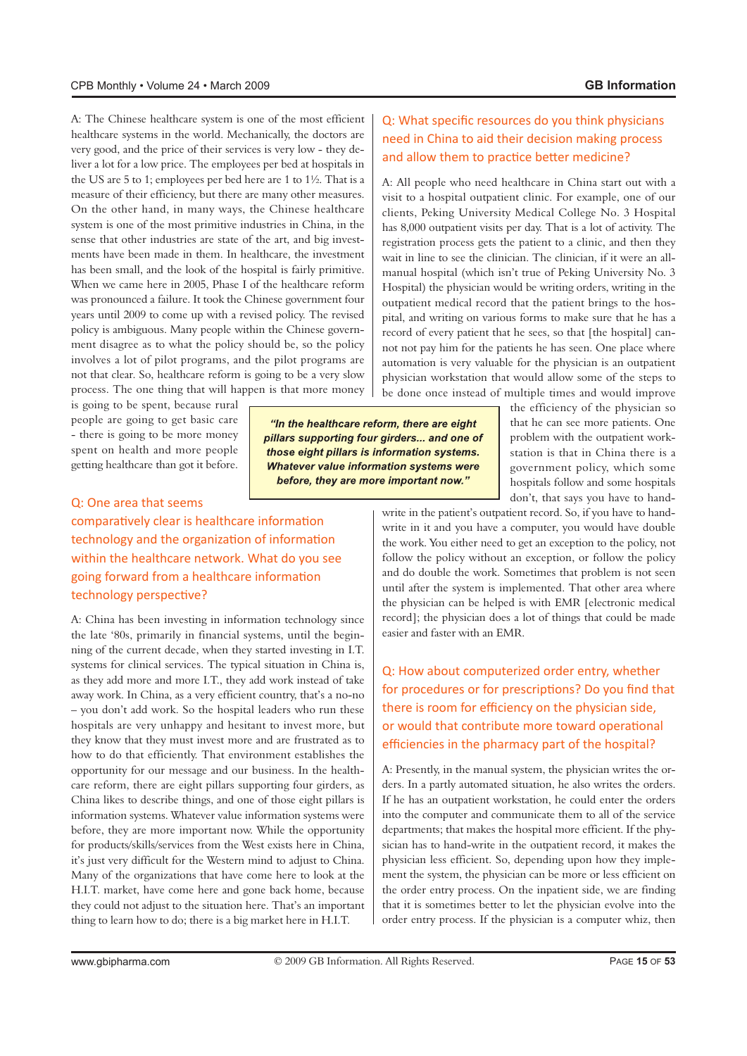A: The Chinese healthcare system is one of the most efficient healthcare systems in the world. Mechanically, the doctors are very good, and the price of their services is very low - they deliver a lot for a low price. The employees per bed at hospitals in the US are 5 to 1; employees per bed here are 1 to 1½. That is a measure of their efficiency, but there are many other measures. On the other hand, in many ways, the Chinese healthcare system is one of the most primitive industries in China, in the sense that other industries are state of the art, and big investments have been made in them. In healthcare, the investment has been small, and the look of the hospital is fairly primitive. When we came here in 2005, Phase I of the healthcare reform was pronounced a failure. It took the Chinese government four years until 2009 to come up with a revised policy. The revised policy is ambiguous. Many people within the Chinese government disagree as to what the policy should be, so the policy involves a lot of pilot programs, and the pilot programs are not that clear. So, healthcare reform is going to be a very slow process. The one thing that will happen is that more money is going to be spent, because rural people are going to get basic care - there is going to be more money spent on health and more people getting healthcare than got it before.

> ***"In the healthcare reform, there are eight pillars supporting four girders... and one of those eight pillars is information systems. Whatever value information systems were before, they are more important now."***

## Q: One area that seems comparatively clear is healthcare information technology and the organization of information within the healthcare network. What do you see going forward from a healthcare information technology perspective?

A: China has been investing in information technology since the late '80s, primarily in financial systems, until the beginning of the current decade, when they started investing in I.T. systems for clinical services. The typical situation in China is, as they add more and more I.T., they add work instead of take away work. In China, as a very efficient country, that's a no-no – you don't add work. So the hospital leaders who run these hospitals are very unhappy and hesitant to invest more, but they know that they must invest more and are frustrated as to how to do that efficiently. That environment establishes the opportunity for our message and our business. In the healthcare reform, there are eight pillars supporting four girders, as China likes to describe things, and one of those eight pillars is information systems. Whatever value information systems were before, they are more important now. While the opportunity for products/skills/services from the West exists here in China, it's just very difficult for the Western mind to adjust to China. Many of the organizations that have come here to look at the H.I.T. market, have come here and gone back home, because they could not adjust to the situation here. That's an important thing to learn how to do; there is a big market here in H.I.T.

## Q: What specific resources do you think physicians need in China to aid their decision making process and allow them to practice better medicine?

A: All people who need healthcare in China start out with a visit to a hospital outpatient clinic. For example, one of our clients, Peking University Medical College No. 3 Hospital has 8,000 outpatient visits per day. That is a lot of activity. The registration process gets the patient to a clinic, and then they wait in line to see the clinician. The clinician, if it were an all-manual hospital (which isn't true of Peking University No. 3 Hospital) the physician would be writing orders, writing in the outpatient medical record that the patient brings to the hospital, and writing on various forms to make sure that he has a record of every patient that he sees, so that [the hospital] cannot not pay him for the patients he has seen. One place where automation is very valuable for the physician is an outpatient physician workstation that would allow some of the steps to be done once instead of multiple times and would improve the efficiency of the physician so that he can see more patients. One problem with the outpatient workstation is that in China there is a government policy, which some hospitals follow and some hospitals don't, that says you have to hand-write in the patient's outpatient record. So, if you have to hand-write in it and you have a computer, you would have double the work. You either need to get an exception to the policy, not follow the policy without an exception, or follow the policy and do double the work. Sometimes that problem is not seen until after the system is implemented. That other area where the physician can be helped is with EMR [electronic medical record]; the physician does a lot of things that could be made easier and faster with an EMR.

## Q: How about computerized order entry, whether for procedures or for prescriptions? Do you find that there is room for efficiency on the physician side, or would that contribute more toward operational efficiencies in the pharmacy part of the hospital?

A: Presently, in the manual system, the physician writes the orders. In a partly automated situation, he also writes the orders. If he has an outpatient workstation, he could enter the orders into the computer and communicate them to all of the service departments; that makes the hospital more efficient. If the physician has to hand-write in the outpatient record, it makes the physician less efficient. So, depending upon how they implement the system, the physician can be more or less efficient on the order entry process. On the inpatient side, we are finding that it is sometimes better to let the physician evolve into the order entry process. If the physician is a computer whiz, then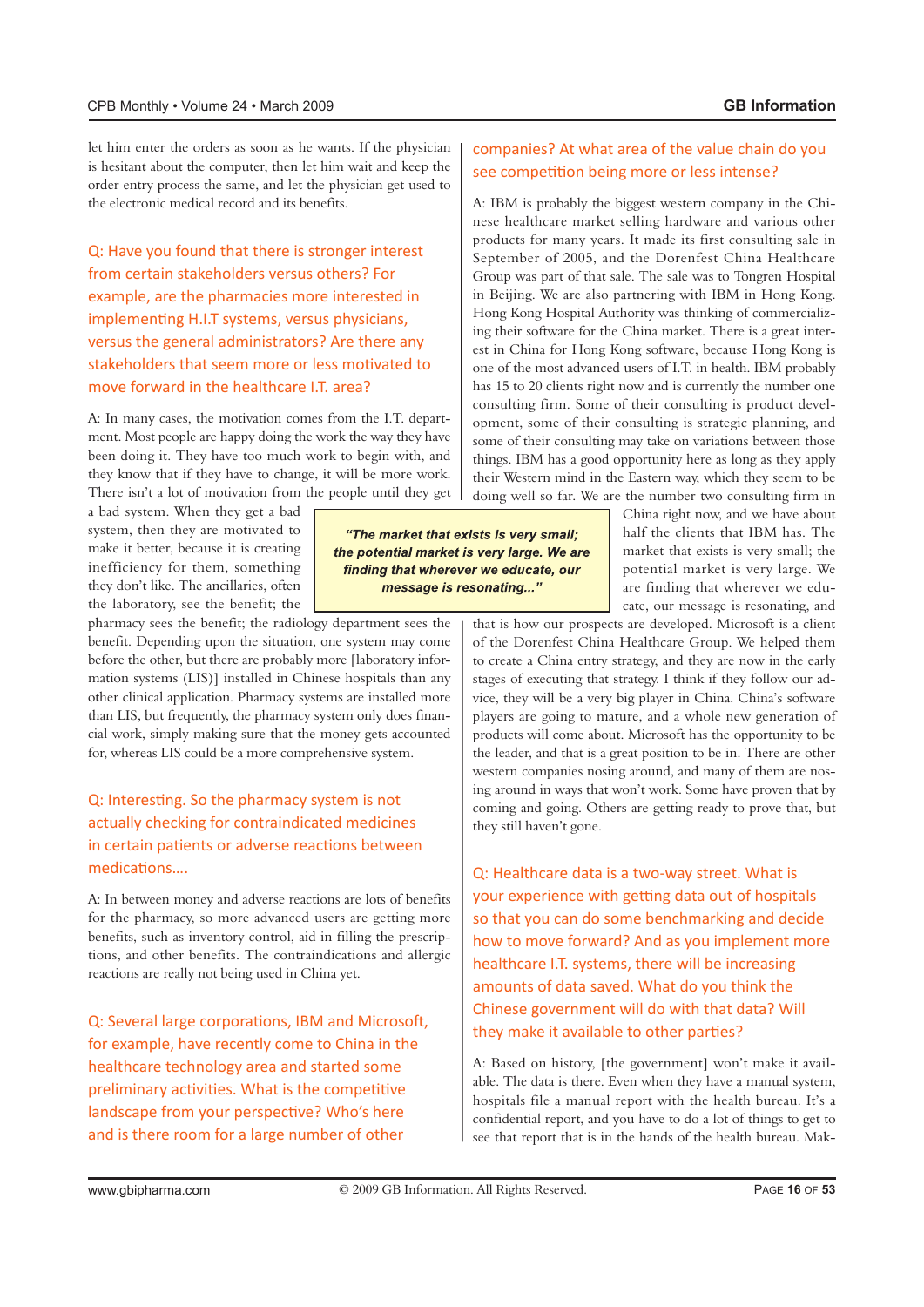let him enter the orders as soon as he wants. If the physician is hesitant about the computer, then let him wait and keep the order entry process the same, and let the physician get used to the electronic medical record and its benefits.

**Q: Have you found that there is stronger interest from certain stakeholders versus others? For example, are the pharmacies more interested in implementing H.I.T systems, versus physicians, versus the general administrators? Are there any stakeholders that seem more or less motivated to move forward in the healthcare I.T. area?**

A: In many cases, the motivation comes from the I.T. department. Most people are happy doing the work the way they have been doing it. They have too much work to begin with, and they know that if they have to change, it will be more work. There isn't a lot of motivation from the people until they get a bad system. When they get a bad system, then they are motivated to make it better, because it is creating inefficiency for them, something they don't like. The ancillaries, often the laboratory, see the benefit; the pharmacy sees the benefit; the radiology department sees the benefit. Depending upon the situation, one system may come before the other, but there are probably more [laboratory information systems (LIS)] installed in Chinese hospitals than any other clinical application. Pharmacy systems are installed more than LIS, but frequently, the pharmacy system only does financial work, simply making sure that the money gets accounted for, whereas LIS could be a more comprehensive system.

> *"The market that exists is very small; the potential market is very large. We are finding that wherever we educate, our message is resonating..."*

**Q: Interesting. So the pharmacy system is not actually checking for contraindicated medicines in certain patients or adverse reactions between medications….**

A: In between money and adverse reactions are lots of benefits for the pharmacy, so more advanced users are getting more benefits, such as inventory control, aid in filling the prescriptions, and other benefits. The contraindications and allergic reactions are really not being used in China yet.

**Q: Several large corporations, IBM and Microsoft, for example, have recently come to China in the healthcare technology area and started some preliminary activities. What is the competitive landscape from your perspective? Who's here and is there room for a large number of other companies? At what area of the value chain do you see competition being more or less intense?**

A: IBM is probably the biggest western company in the Chinese healthcare market selling hardware and various other products for many years. It made its first consulting sale in September of 2005, and the Dorenfest China Healthcare Group was part of that sale. The sale was to Tongren Hospital in Beijing. We are also partnering with IBM in Hong Kong. Hong Kong Hospital Authority was thinking of commercializing their software for the China market. There is a great interest in China for Hong Kong software, because Hong Kong is one of the most advanced users of I.T. in health. IBM probably has 15 to 20 clients right now and is currently the number one consulting firm. Some of their consulting is product development, some of their consulting is strategic planning, and some of their consulting may take on variations between those things. IBM has a good opportunity here as long as they apply their Western mind in the Eastern way, which they seem to be doing well so far. We are the number two consulting firm in China right now, and we have about half the clients that IBM has. The market that exists is very small; the potential market is very large. We are finding that wherever we educate, our message is resonating, and that is how our prospects are developed. Microsoft is a client of the Dorenfest China Healthcare Group. We helped them to create a China entry strategy, and they are now in the early stages of executing that strategy. I think if they follow our advice, they will be a very big player in China. China's software players are going to mature, and a whole new generation of products will come about. Microsoft has the opportunity to be the leader, and that is a great position to be in. There are other western companies nosing around, and many of them are nosing around in ways that won't work. Some have proven that by coming and going. Others are getting ready to prove that, but they still haven't gone.

**Q: Healthcare data is a two-way street. What is your experience with getting data out of hospitals so that you can do some benchmarking and decide how to move forward? And as you implement more healthcare I.T. systems, there will be increasing amounts of data saved. What do you think the Chinese government will do with that data? Will they make it available to other parties?**

A: Based on history, [the government] won't make it available. The data is there. Even when they have a manual system, hospitals file a manual report with the health bureau. It's a confidential report, and you have to do a lot of things to get to see that report that is in the hands of the health bureau. Mak-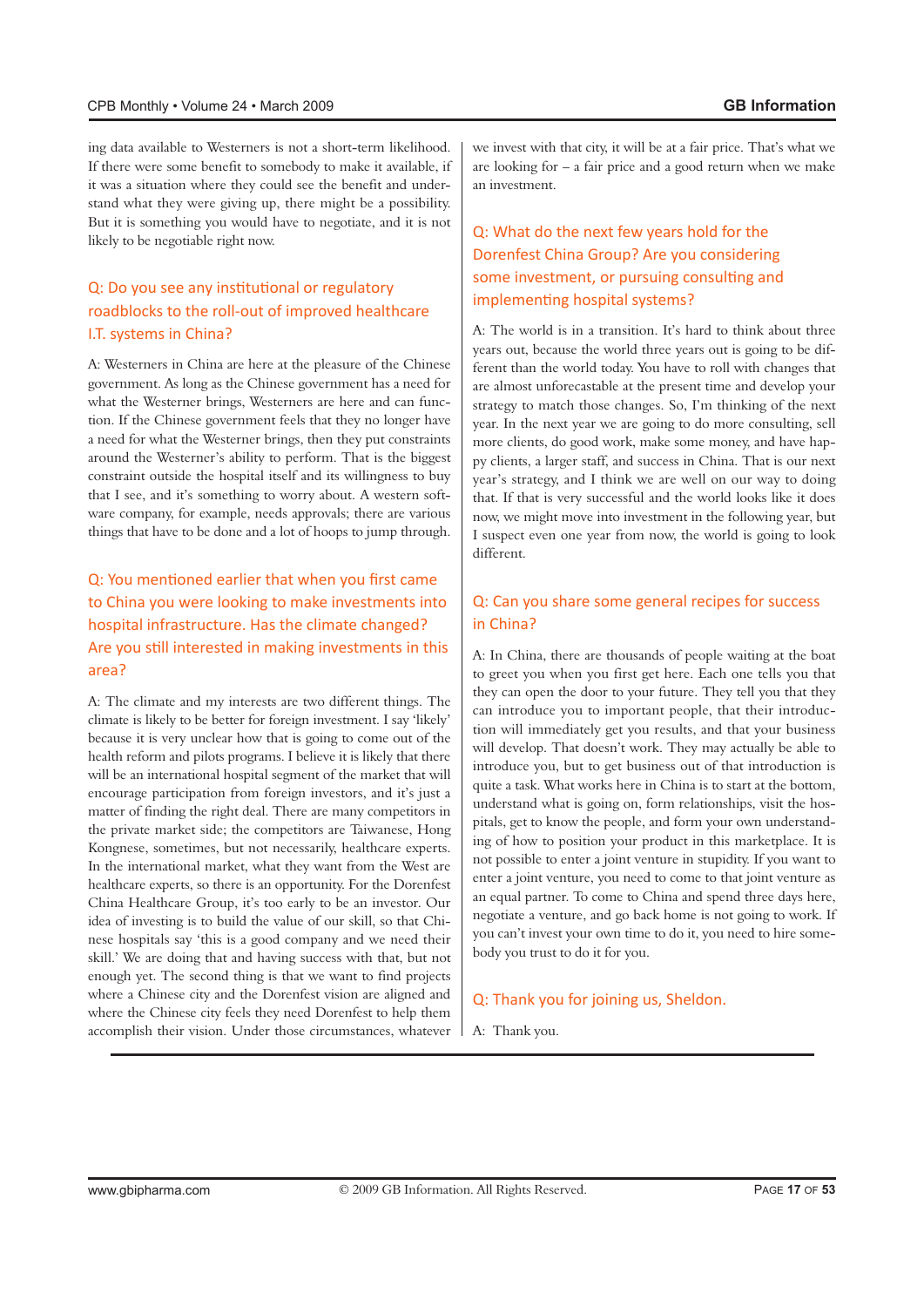ing data available to Westerners is not a short-term likelihood. If there were some benefit to somebody to make it available, if it was a situation where they could see the benefit and understand what they were giving up, there might be a possibility. But it is something you would have to negotiate, and it is not likely to be negotiable right now.

### Q: Do you see any institutional or regulatory roadblocks to the roll-out of improved healthcare I.T. systems in China?

A: Westerners in China are here at the pleasure of the Chinese government. As long as the Chinese government has a need for what the Westerner brings, Westerners are here and can function. If the Chinese government feels that they no longer have a need for what the Westerner brings, then they put constraints around the Westerner's ability to perform. That is the biggest constraint outside the hospital itself and its willingness to buy that I see, and it's something to worry about. A western software company, for example, needs approvals; there are various things that have to be done and a lot of hoops to jump through.

### Q: You mentioned earlier that when you first came to China you were looking to make investments into hospital infrastructure. Has the climate changed? Are you still interested in making investments in this area?

A: The climate and my interests are two different things. The climate is likely to be better for foreign investment. I say 'likely' because it is very unclear how that is going to come out of the health reform and pilots programs. I believe it is likely that there will be an international hospital segment of the market that will encourage participation from foreign investors, and it's just a matter of finding the right deal. There are many competitors in the private market side; the competitors are Taiwanese, Hong Kongnese, sometimes, but not necessarily, healthcare experts. In the international market, what they want from the West are healthcare experts, so there is an opportunity. For the Dorenfest China Healthcare Group, it's too early to be an investor. Our idea of investing is to build the value of our skill, so that Chinese hospitals say 'this is a good company and we need their skill.' We are doing that and having success with that, but not enough yet. The second thing is that we want to find projects where a Chinese city and the Dorenfest vision are aligned and where the Chinese city feels they need Dorenfest to help them accomplish their vision. Under those circumstances, whatever we invest with that city, it will be at a fair price. That's what we are looking for – a fair price and a good return when we make an investment.

### Q: What do the next few years hold for the Dorenfest China Group? Are you considering some investment, or pursuing consulting and implementing hospital systems?

A: The world is in a transition. It's hard to think about three years out, because the world three years out is going to be different than the world today. You have to roll with changes that are almost unforecastable at the present time and develop your strategy to match those changes. So, I'm thinking of the next year. In the next year we are going to do more consulting, sell more clients, do good work, make some money, and have happy clients, a larger staff, and success in China. That is our next year's strategy, and I think we are well on our way to doing that. If that is very successful and the world looks like it does now, we might move into investment in the following year, but I suspect even one year from now, the world is going to look different.

### Q: Can you share some general recipes for success in China?

A: In China, there are thousands of people waiting at the boat to greet you when you first get here. Each one tells you that they can open the door to your future. They tell you that they can introduce you to important people, that their introduction will immediately get you results, and that your business will develop. That doesn't work. They may actually be able to introduce you, but to get business out of that introduction is quite a task. What works here in China is to start at the bottom, understand what is going on, form relationships, visit the hospitals, get to know the people, and form your own understanding of how to position your product in this marketplace. It is not possible to enter a joint venture in stupidity. If you want to enter a joint venture, you need to come to that joint venture as an equal partner. To come to China and spend three days here, negotiate a venture, and go back home is not going to work. If you can't invest your own time to do it, you need to hire somebody you trust to do it for you.

### Q: Thank you for joining us, Sheldon.

A: Thank you.